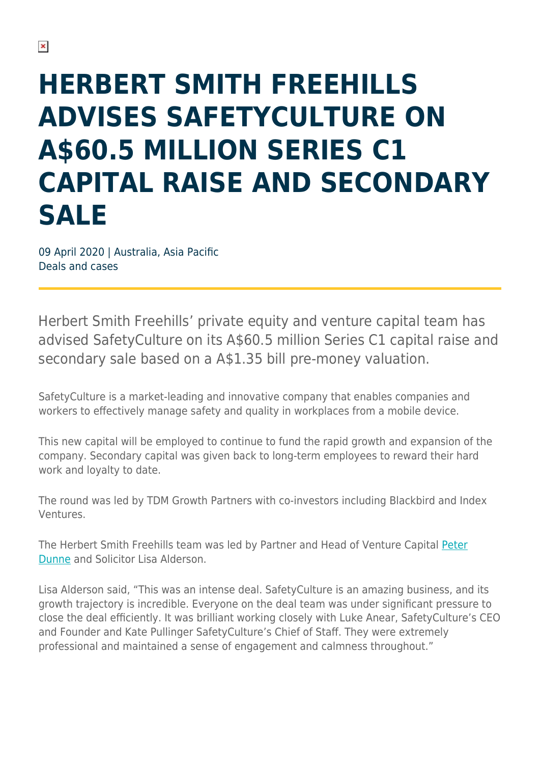# HERBERT SMITH FREEHILLS ADVISES SAFETYCULTURE ON A$60.5 MILLION SERIES C1 CAPITAL RAISE AND SECONDARY SALE

09 April 2020 | Australia, Asia Pacific
Deals and cases

Herbert Smith Freehills' private equity and venture capital team has advised SafetyCulture on its A$60.5 million Series C1 capital raise and secondary sale based on a A$1.35 bill pre-money valuation.

SafetyCulture is a market-leading and innovative company that enables companies and workers to effectively manage safety and quality in workplaces from a mobile device.

This new capital will be employed to continue to fund the rapid growth and expansion of the company. Secondary capital was given back to long-term employees to reward their hard work and loyalty to date.

The round was led by TDM Growth Partners with co-investors including Blackbird and Index Ventures.

The Herbert Smith Freehills team was led by Partner and Head of Venture Capital Peter Dunne and Solicitor Lisa Alderson.

Lisa Alderson said, "This was an intense deal. SafetyCulture is an amazing business, and its growth trajectory is incredible. Everyone on the deal team was under significant pressure to close the deal efficiently. It was brilliant working closely with Luke Anear, SafetyCulture's CEO and Founder and Kate Pullinger SafetyCulture's Chief of Staff. They were extremely professional and maintained a sense of engagement and calmness throughout."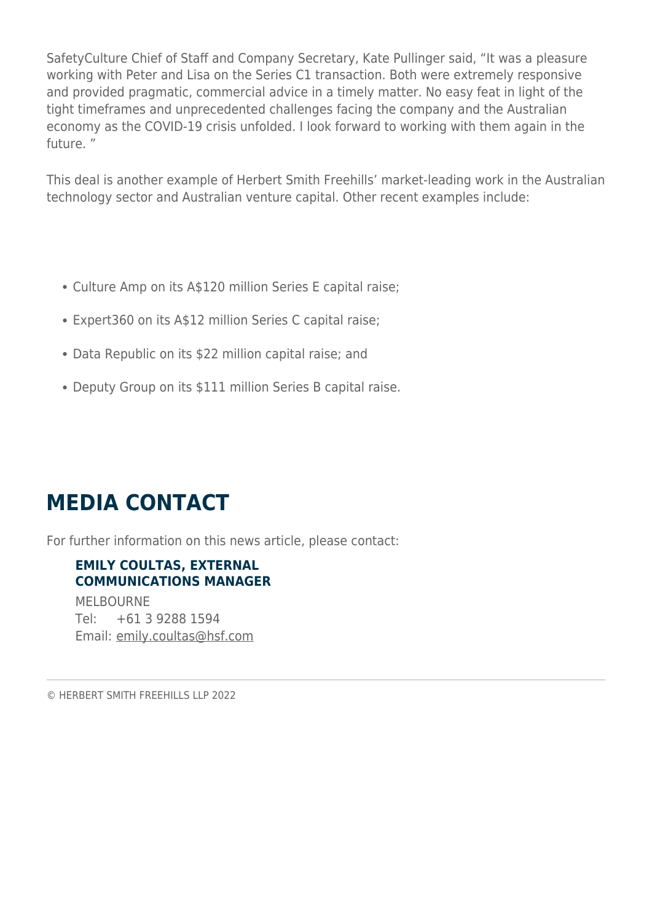SafetyCulture Chief of Staff and Company Secretary, Kate Pullinger said, "It was a pleasure working with Peter and Lisa on the Series C1 transaction. Both were extremely responsive and provided pragmatic, commercial advice in a timely matter. No easy feat in light of the tight timeframes and unprecedented challenges facing the company and the Australian economy as the COVID-19 crisis unfolded. I look forward to working with them again in the future. "

This deal is another example of Herbert Smith Freehills' market-leading work in the Australian technology sector and Australian venture capital. Other recent examples include:

- Culture Amp on its A$120 million Series E capital raise;
- Expert360 on its A$12 million Series C capital raise;
- Data Republic on its $22 million capital raise; and
- Deputy Group on its $111 million Series B capital raise.

## MEDIA CONTACT

For further information on this news article, please contact:

**EMILY COULTAS, EXTERNAL COMMUNICATIONS MANAGER**

MELBOURNE
Tel: +61 3 9288 1594
Email: emily.coultas@hsf.com

© HERBERT SMITH FREEHILLS LLP 2022